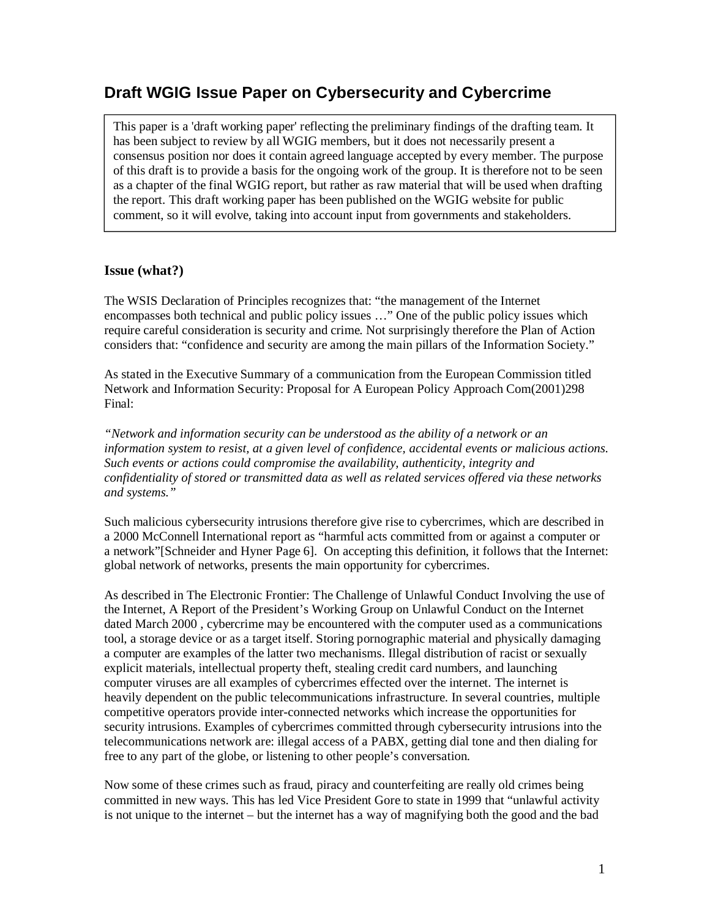# Draft WGIG Issue Paper on Cybersecurity and Cybercrime

> This paper is a 'draft working paper' reflecting the preliminary findings of the drafting team. It has been subject to review by all WGIG members, but it does not necessarily present a consensus position nor does it contain agreed language accepted by every member. The purpose of this draft is to provide a basis for the ongoing work of the group. It is therefore not to be seen as a chapter of the final WGIG report, but rather as raw material that will be used when drafting the report. This draft working paper has been published on the WGIG website for public comment, so it will evolve, taking into account input from governments and stakeholders.

### Issue (what?)

The WSIS Declaration of Principles recognizes that: "the management of the Internet encompasses both technical and public policy issues …" One of the public policy issues which require careful consideration is security and crime. Not surprisingly therefore the Plan of Action considers that: "confidence and security are among the main pillars of the Information Society."

As stated in the Executive Summary of a communication from the European Commission titled Network and Information Security: Proposal for A European Policy Approach Com(2001)298 Final:

*"Network and information security can be understood as the ability of a network or an information system to resist, at a given level of confidence, accidental events or malicious actions. Such events or actions could compromise the availability, authenticity, integrity and confidentiality of stored or transmitted data as well as related services offered via these networks and systems."*

Such malicious cybersecurity intrusions therefore give rise to cybercrimes, which are described in a 2000 McConnell International report as "harmful acts committed from or against a computer or a network"[Schneider and Hyner Page 6]. On accepting this definition, it follows that the Internet: global network of networks, presents the main opportunity for cybercrimes.

As described in The Electronic Frontier: The Challenge of Unlawful Conduct Involving the use of the Internet, A Report of the President's Working Group on Unlawful Conduct on the Internet dated March 2000 , cybercrime may be encountered with the computer used as a communications tool, a storage device or as a target itself. Storing pornographic material and physically damaging a computer are examples of the latter two mechanisms. Illegal distribution of racist or sexually explicit materials, intellectual property theft, stealing credit card numbers, and launching computer viruses are all examples of cybercrimes effected over the internet. The internet is heavily dependent on the public telecommunications infrastructure. In several countries, multiple competitive operators provide inter-connected networks which increase the opportunities for security intrusions. Examples of cybercrimes committed through cybersecurity intrusions into the telecommunications network are: illegal access of a PABX, getting dial tone and then dialing for free to any part of the globe, or listening to other people's conversation.

Now some of these crimes such as fraud, piracy and counterfeiting are really old crimes being committed in new ways. This has led Vice President Gore to state in 1999 that "unlawful activity is not unique to the internet – but the internet has a way of magnifying both the good and the bad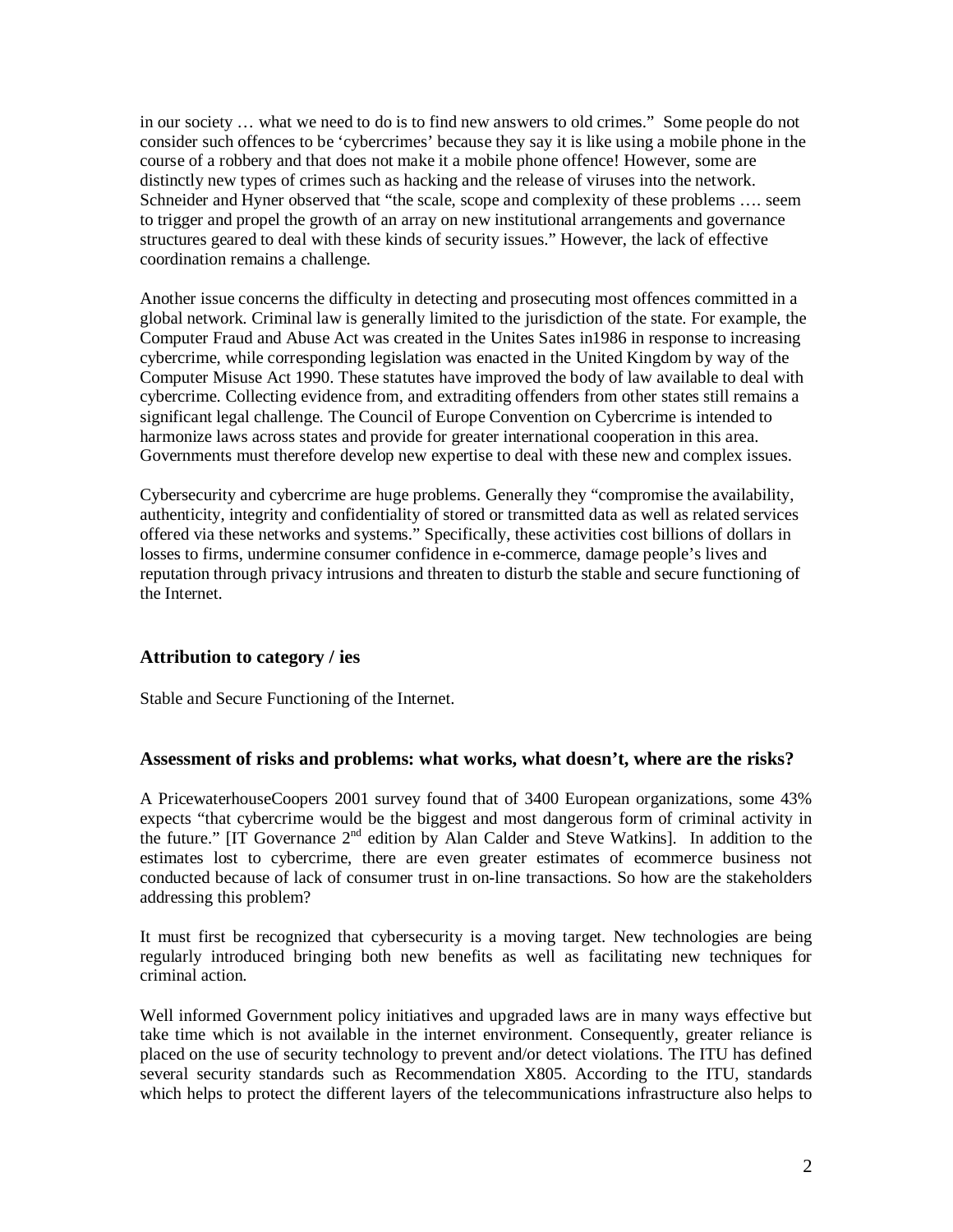in our society … what we need to do is to find new answers to old crimes." Some people do not consider such offences to be 'cybercrimes' because they say it is like using a mobile phone in the course of a robbery and that does not make it a mobile phone offence! However, some are distinctly new types of crimes such as hacking and the release of viruses into the network. Schneider and Hyner observed that "the scale, scope and complexity of these problems …. seem to trigger and propel the growth of an array on new institutional arrangements and governance structures geared to deal with these kinds of security issues." However, the lack of effective coordination remains a challenge.

Another issue concerns the difficulty in detecting and prosecuting most offences committed in a global network. Criminal law is generally limited to the jurisdiction of the state. For example, the Computer Fraud and Abuse Act was created in the Unites Sates in1986 in response to increasing cybercrime, while corresponding legislation was enacted in the United Kingdom by way of the Computer Misuse Act 1990. These statutes have improved the body of law available to deal with cybercrime. Collecting evidence from, and extraditing offenders from other states still remains a significant legal challenge. The Council of Europe Convention on Cybercrime is intended to harmonize laws across states and provide for greater international cooperation in this area. Governments must therefore develop new expertise to deal with these new and complex issues.

Cybersecurity and cybercrime are huge problems. Generally they "compromise the availability, authenticity, integrity and confidentiality of stored or transmitted data as well as related services offered via these networks and systems." Specifically, these activities cost billions of dollars in losses to firms, undermine consumer confidence in e-commerce, damage people's lives and reputation through privacy intrusions and threaten to disturb the stable and secure functioning of the Internet.

### Attribution to category / ies

Stable and Secure Functioning of the Internet.

### Assessment of risks and problems: what works, what doesn't, where are the risks?

A PricewaterhouseCoopers 2001 survey found that of 3400 European organizations, some 43% expects "that cybercrime would be the biggest and most dangerous form of criminal activity in the future." [IT Governance 2nd edition by Alan Calder and Steve Watkins]. In addition to the estimates lost to cybercrime, there are even greater estimates of ecommerce business not conducted because of lack of consumer trust in on-line transactions. So how are the stakeholders addressing this problem?

It must first be recognized that cybersecurity is a moving target. New technologies are being regularly introduced bringing both new benefits as well as facilitating new techniques for criminal action.

Well informed Government policy initiatives and upgraded laws are in many ways effective but take time which is not available in the internet environment. Consequently, greater reliance is placed on the use of security technology to prevent and/or detect violations. The ITU has defined several security standards such as Recommendation X805. According to the ITU, standards which helps to protect the different layers of the telecommunications infrastructure also helps to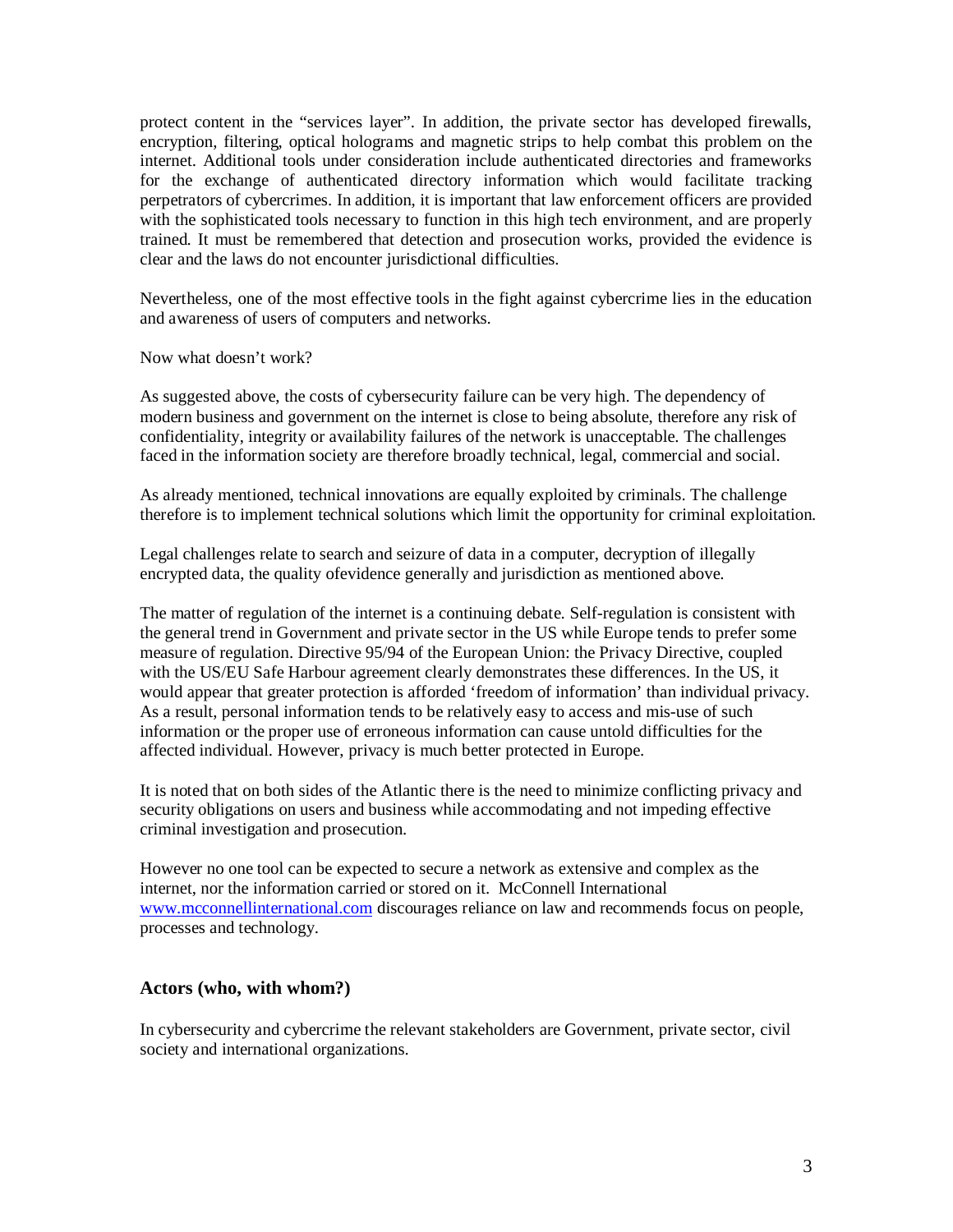protect content in the "services layer". In addition, the private sector has developed firewalls, encryption, filtering, optical holograms and magnetic strips to help combat this problem on the internet. Additional tools under consideration include authenticated directories and frameworks for the exchange of authenticated directory information which would facilitate tracking perpetrators of cybercrimes. In addition, it is important that law enforcement officers are provided with the sophisticated tools necessary to function in this high tech environment, and are properly trained. It must be remembered that detection and prosecution works, provided the evidence is clear and the laws do not encounter jurisdictional difficulties.

Nevertheless, one of the most effective tools in the fight against cybercrime lies in the education and awareness of users of computers and networks.

Now what doesn't work?

As suggested above, the costs of cybersecurity failure can be very high. The dependency of modern business and government on the internet is close to being absolute, therefore any risk of confidentiality, integrity or availability failures of the network is unacceptable. The challenges faced in the information society are therefore broadly technical, legal, commercial and social.

As already mentioned, technical innovations are equally exploited by criminals. The challenge therefore is to implement technical solutions which limit the opportunity for criminal exploitation.

Legal challenges relate to search and seizure of data in a computer, decryption of illegally encrypted data, the quality ofevidence generally and jurisdiction as mentioned above.

The matter of regulation of the internet is a continuing debate. Self-regulation is consistent with the general trend in Government and private sector in the US while Europe tends to prefer some measure of regulation. Directive 95/94 of the European Union: the Privacy Directive, coupled with the US/EU Safe Harbour agreement clearly demonstrates these differences. In the US, it would appear that greater protection is afforded 'freedom of information' than individual privacy. As a result, personal information tends to be relatively easy to access and mis-use of such information or the proper use of erroneous information can cause untold difficulties for the affected individual. However, privacy is much better protected in Europe.

It is noted that on both sides of the Atlantic there is the need to minimize conflicting privacy and security obligations on users and business while accommodating and not impeding effective criminal investigation and prosecution.

However no one tool can be expected to secure a network as extensive and complex as the internet, nor the information carried or stored on it. McConnell International [www.mcconnellinternational.com](http://www.mcconnellinternational.com) discourages reliance on law and recommends focus on people, processes and technology.

### Actors (who, with whom?)

In cybersecurity and cybercrime the relevant stakeholders are Government, private sector, civil society and international organizations.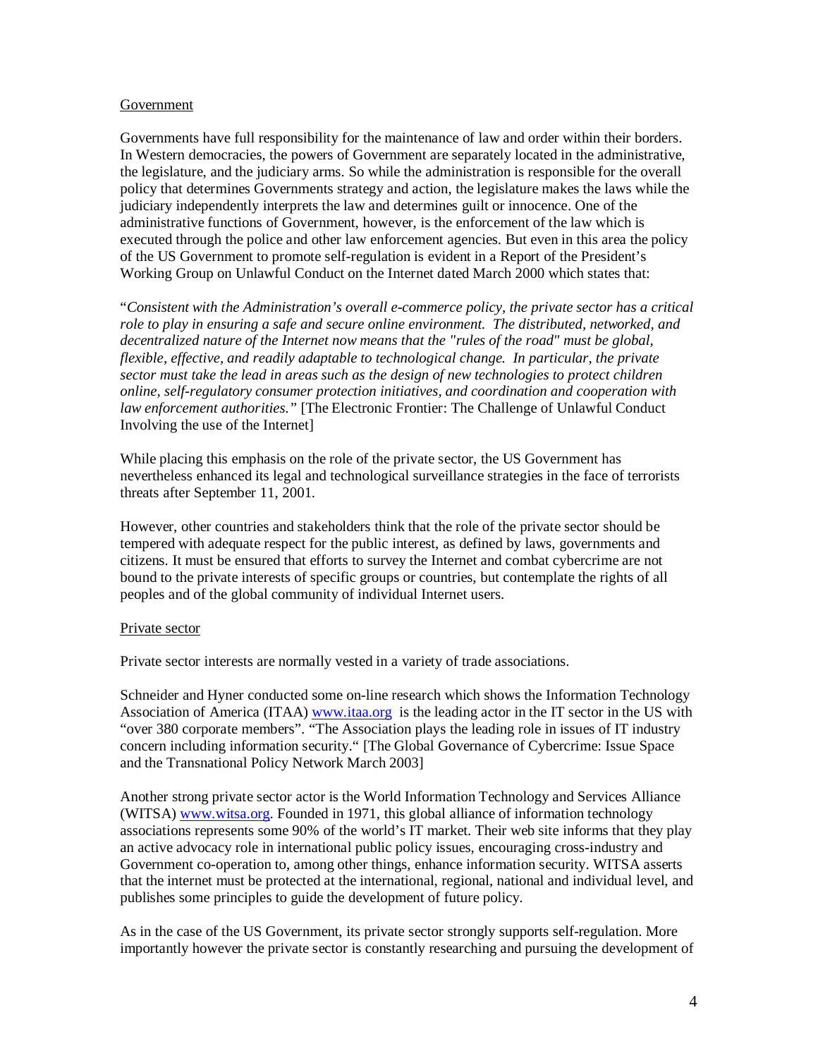Government

Governments have full responsibility for the maintenance of law and order within their borders. In Western democracies, the powers of Government are separately located in the administrative, the legislature, and the judiciary arms. So while the administration is responsible for the overall policy that determines Governments strategy and action, the legislature makes the laws while the judiciary independently interprets the law and determines guilt or innocence. One of the administrative functions of Government, however, is the enforcement of the law which is executed through the police and other law enforcement agencies. But even in this area the policy of the US Government to promote self-regulation is evident in a Report of the President's Working Group on Unlawful Conduct on the Internet dated March 2000 which states that:

"*Consistent with the Administration's overall e-commerce policy, the private sector has a critical role to play in ensuring a safe and secure online environment. The distributed, networked, and decentralized nature of the Internet now means that the "rules of the road" must be global, flexible, effective, and readily adaptable to technological change. In particular, the private sector must take the lead in areas such as the design of new technologies to protect children online, self-regulatory consumer protection initiatives, and coordination and cooperation with law enforcement authorities."* [The Electronic Frontier: The Challenge of Unlawful Conduct Involving the use of the Internet]

While placing this emphasis on the role of the private sector, the US Government has nevertheless enhanced its legal and technological surveillance strategies in the face of terrorists threats after September 11, 2001.

However, other countries and stakeholders think that the role of the private sector should be tempered with adequate respect for the public interest, as defined by laws, governments and citizens. It must be ensured that efforts to survey the Internet and combat cybercrime are not bound to the private interests of specific groups or countries, but contemplate the rights of all peoples and of the global community of individual Internet users.

Private sector

Private sector interests are normally vested in a variety of trade associations.

Schneider and Hyner conducted some on-line research which shows the Information Technology Association of America (ITAA) www.itaa.org is the leading actor in the IT sector in the US with "over 380 corporate members". "The Association plays the leading role in issues of IT industry concern including information security." [The Global Governance of Cybercrime: Issue Space and the Transnational Policy Network March 2003]

Another strong private sector actor is the World Information Technology and Services Alliance (WITSA) www.witsa.org. Founded in 1971, this global alliance of information technology associations represents some 90% of the world's IT market. Their web site informs that they play an active advocacy role in international public policy issues, encouraging cross-industry and Government co-operation to, among other things, enhance information security. WITSA asserts that the internet must be protected at the international, regional, national and individual level, and publishes some principles to guide the development of future policy.

As in the case of the US Government, its private sector strongly supports self-regulation. More importantly however the private sector is constantly researching and pursuing the development of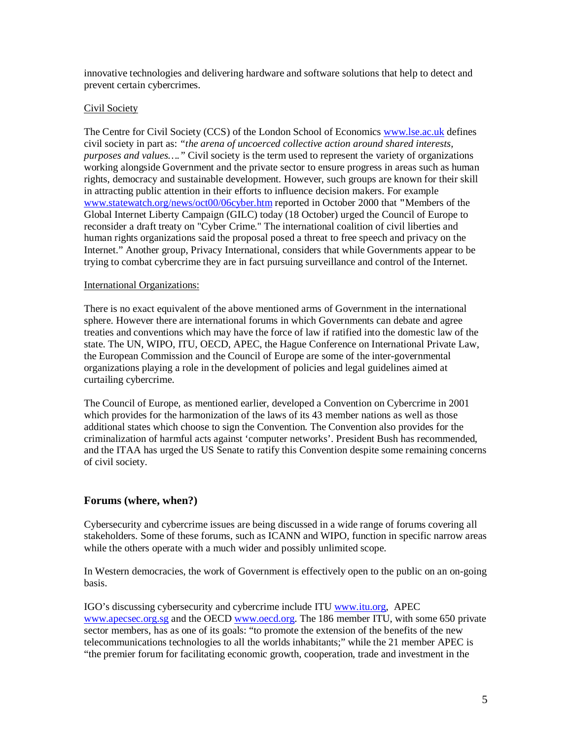innovative technologies and delivering hardware and software solutions that help to detect and prevent certain cybercrimes.

Civil Society

The Centre for Civil Society (CCS) of the London School of Economics www.lse.ac.uk defines civil society in part as: *"the arena of uncoerced collective action around shared interests, purposes and values…."* Civil society is the term used to represent the variety of organizations working alongside Government and the private sector to ensure progress in areas such as human rights, democracy and sustainable development. However, such groups are known for their skill in attracting public attention in their efforts to influence decision makers. For example www.statewatch.org/news/oct00/06cyber.htm reported in October 2000 that "Members of the Global Internet Liberty Campaign (GILC) today (18 October) urged the Council of Europe to reconsider a draft treaty on "Cyber Crime." The international coalition of civil liberties and human rights organizations said the proposal posed a threat to free speech and privacy on the Internet." Another group, Privacy International, considers that while Governments appear to be trying to combat cybercrime they are in fact pursuing surveillance and control of the Internet.

International Organizations:

There is no exact equivalent of the above mentioned arms of Government in the international sphere. However there are international forums in which Governments can debate and agree treaties and conventions which may have the force of law if ratified into the domestic law of the state. The UN, WIPO, ITU, OECD, APEC, the Hague Conference on International Private Law, the European Commission and the Council of Europe are some of the inter-governmental organizations playing a role in the development of policies and legal guidelines aimed at curtailing cybercrime.

The Council of Europe, as mentioned earlier, developed a Convention on Cybercrime in 2001 which provides for the harmonization of the laws of its 43 member nations as well as those additional states which choose to sign the Convention. The Convention also provides for the criminalization of harmful acts against 'computer networks'. President Bush has recommended, and the ITAA has urged the US Senate to ratify this Convention despite some remaining concerns of civil society.

## Forums (where, when?)

Cybersecurity and cybercrime issues are being discussed in a wide range of forums covering all stakeholders. Some of these forums, such as ICANN and WIPO, function in specific narrow areas while the others operate with a much wider and possibly unlimited scope.

In Western democracies, the work of Government is effectively open to the public on an on-going basis.

IGO's discussing cybersecurity and cybercrime include ITU www.itu.org, APEC www.apecsec.org.sg and the OECD www.oecd.org. The 186 member ITU, with some 650 private sector members, has as one of its goals: "to promote the extension of the benefits of the new telecommunications technologies to all the worlds inhabitants;" while the 21 member APEC is "the premier forum for facilitating economic growth, cooperation, trade and investment in the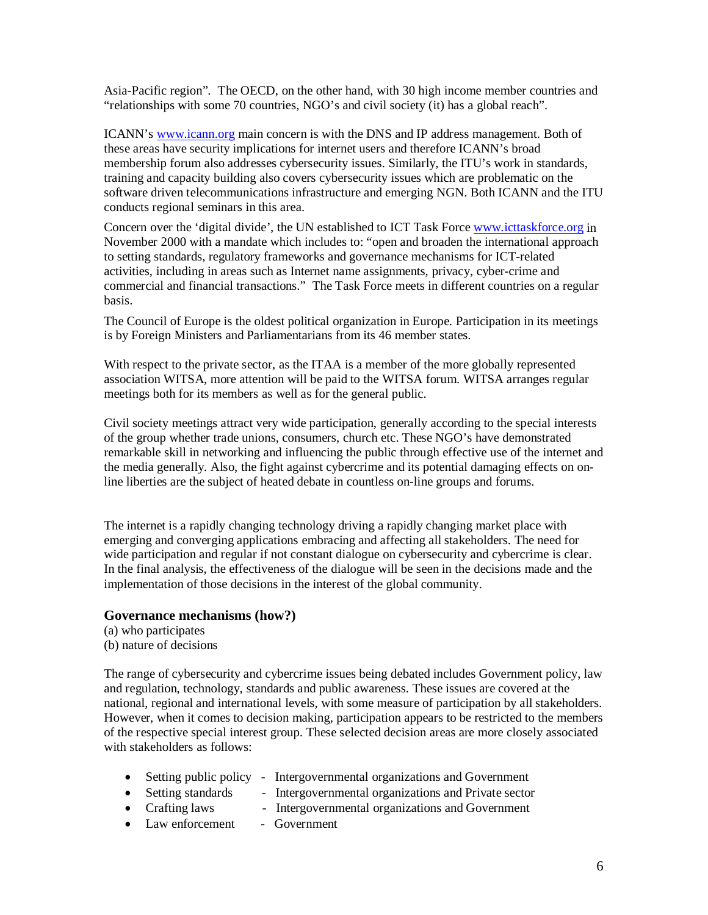Asia-Pacific region". The OECD, on the other hand, with 30 high income member countries and "relationships with some 70 countries, NGO's and civil society (it) has a global reach".

ICANN's www.icann.org main concern is with the DNS and IP address management. Both of these areas have security implications for internet users and therefore ICANN's broad membership forum also addresses cybersecurity issues. Similarly, the ITU's work in standards, training and capacity building also covers cybersecurity issues which are problematic on the software driven telecommunications infrastructure and emerging NGN. Both ICANN and the ITU conducts regional seminars in this area.

Concern over the 'digital divide', the UN established to ICT Task Force www.icttaskforce.org in November 2000 with a mandate which includes to: "open and broaden the international approach to setting standards, regulatory frameworks and governance mechanisms for ICT-related activities, including in areas such as Internet name assignments, privacy, cyber-crime and commercial and financial transactions." The Task Force meets in different countries on a regular basis.

The Council of Europe is the oldest political organization in Europe. Participation in its meetings is by Foreign Ministers and Parliamentarians from its 46 member states.

With respect to the private sector, as the ITAA is a member of the more globally represented association WITSA, more attention will be paid to the WITSA forum. WITSA arranges regular meetings both for its members as well as for the general public.

Civil society meetings attract very wide participation, generally according to the special interests of the group whether trade unions, consumers, church etc. These NGO's have demonstrated remarkable skill in networking and influencing the public through effective use of the internet and the media generally. Also, the fight against cybercrime and its potential damaging effects on on-line liberties are the subject of heated debate in countless on-line groups and forums.

The internet is a rapidly changing technology driving a rapidly changing market place with emerging and converging applications embracing and affecting all stakeholders. The need for wide participation and regular if not constant dialogue on cybersecurity and cybercrime is clear. In the final analysis, the effectiveness of the dialogue will be seen in the decisions made and the implementation of those decisions in the interest of the global community.

### Governance mechanisms (how?)

(a) who participates
(b) nature of decisions

The range of cybersecurity and cybercrime issues being debated includes Government policy, law and regulation, technology, standards and public awareness. These issues are covered at the national, regional and international levels, with some measure of participation by all stakeholders. However, when it comes to decision making, participation appears to be restricted to the members of the respective special interest group. These selected decision areas are more closely associated with stakeholders as follows:

- Setting public policy - Intergovernmental organizations and Government
- Setting standards - Intergovernmental organizations and Private sector
- Crafting laws - Intergovernmental organizations and Government
- Law enforcement - Government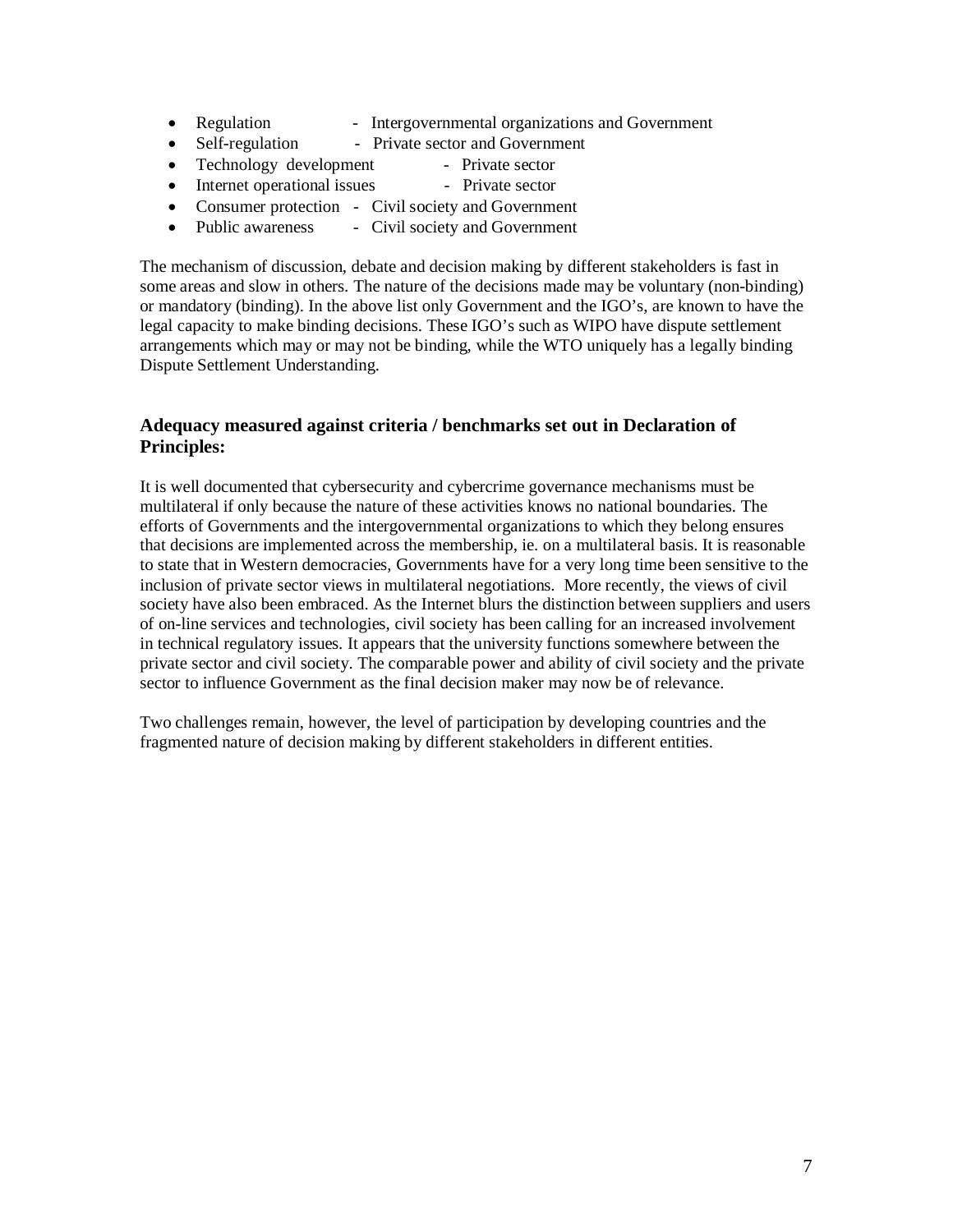- Regulation - Intergovernmental organizations and Government
- Self-regulation - Private sector and Government
- Technology development - Private sector
- Internet operational issues - Private sector
- Consumer protection - Civil society and Government
- Public awareness - Civil society and Government

The mechanism of discussion, debate and decision making by different stakeholders is fast in some areas and slow in others. The nature of the decisions made may be voluntary (non-binding) or mandatory (binding). In the above list only Government and the IGO's, are known to have the legal capacity to make binding decisions. These IGO's such as WIPO have dispute settlement arrangements which may or may not be binding, while the WTO uniquely has a legally binding Dispute Settlement Understanding.

### Adequacy measured against criteria / benchmarks set out in Declaration of Principles:

It is well documented that cybersecurity and cybercrime governance mechanisms must be multilateral if only because the nature of these activities knows no national boundaries. The efforts of Governments and the intergovernmental organizations to which they belong ensures that decisions are implemented across the membership, ie. on a multilateral basis. It is reasonable to state that in Western democracies, Governments have for a very long time been sensitive to the inclusion of private sector views in multilateral negotiations. More recently, the views of civil society have also been embraced. As the Internet blurs the distinction between suppliers and users of on-line services and technologies, civil society has been calling for an increased involvement in technical regulatory issues. It appears that the university functions somewhere between the private sector and civil society. The comparable power and ability of civil society and the private sector to influence Government as the final decision maker may now be of relevance.

Two challenges remain, however, the level of participation by developing countries and the fragmented nature of decision making by different stakeholders in different entities.